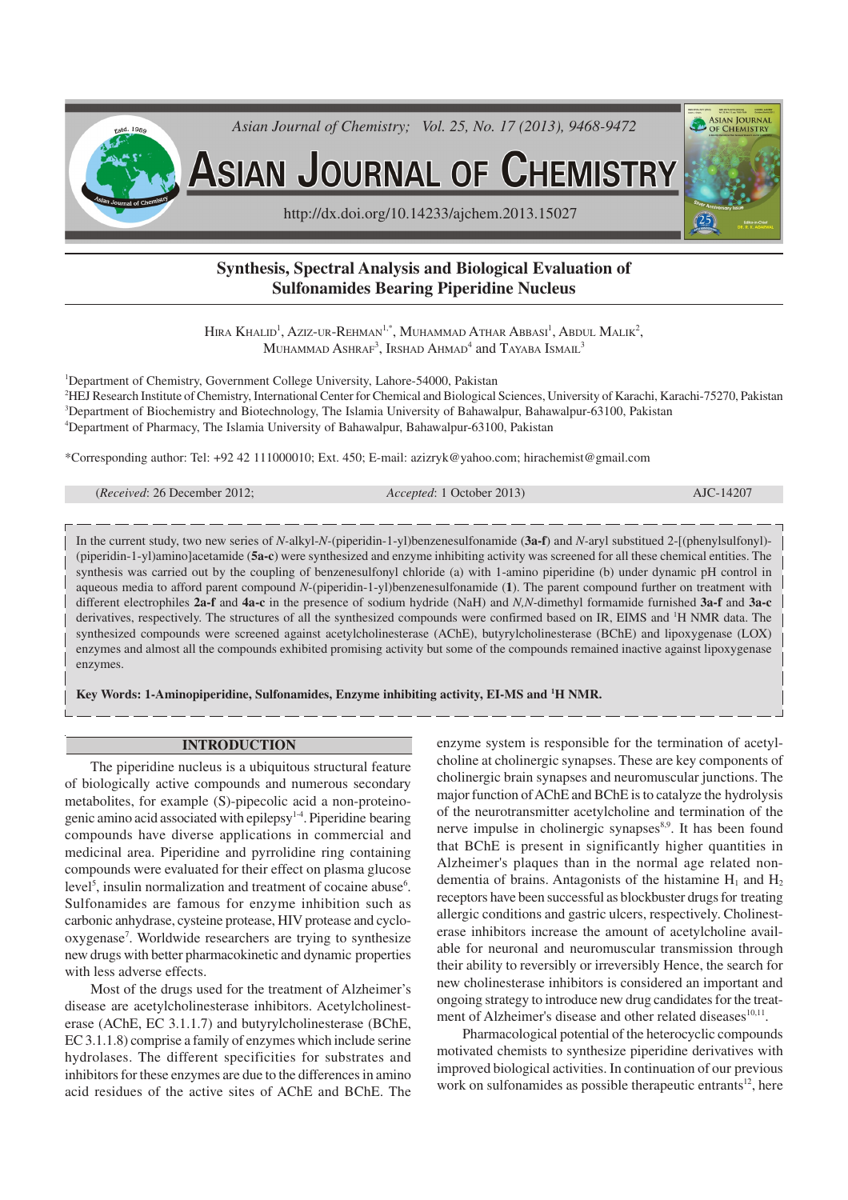# Synthesis, Spectral Analysis and Biological Evaluation of Sulfonamides Bearing Piperidine Nucleus

Hira Khalid[1], Aziz-ur-Rehman[1,*], Muhammad Athar Abbasi[1], Abdul Malik[2], Muhammad Ashraf[3], Irshad Ahmad[4] and Tayaba Ismail[3]

[1]Department of Chemistry, Government College University, Lahore-54000, Pakistan

[2]HEJ Research Institute of Chemistry, International Center for Chemical and Biological Sciences, University of Karachi, Karachi-75270, Pakistan

[3]Department of Biochemistry and Biotechnology, The Islamia University of Bahawalpur, Bahawalpur-63100, Pakistan

[4]Department of Pharmacy, The Islamia University of Bahawalpur, Bahawalpur-63100, Pakistan

*Corresponding author: Tel: +92 42 111000010; Ext. 450; E-mail: azizryk@yahoo.com; hirachemist@gmail.com

(*Received*: 26 December 2012; *Accepted*: 1 October 2013) AJC-14207

In the current study, two new series of *N*-alkyl-*N*-(piperidin-1-yl)benzenesulfonamide (**3a-f**) and *N*-aryl substituted 2-[(phenylsulfonyl)-(piperidin-1-yl)amino]acetamide (**5a-c**) were synthesized and enzyme inhibiting activity was screened for all these chemical entities. The synthesis was carried out by the coupling of benzenesulfonyl chloride (a) with 1-amino piperidine (b) under dynamic pH control in aqueous media to afford parent compound *N*-(piperidin-1-yl)benzenesulfonamide (**1**). The parent compound further on treatment with different electrophiles **2a-f** and **4a-c** in the presence of sodium hydride (NaH) and *N,N*-dimethyl formamide furnished **3a-f** and **3a-c** derivatives, respectively. The structures of all the synthesized compounds were confirmed based on IR, EIMS and $^1$H NMR data. The synthesized compounds were screened against acetylcholinesterase (AChE), butyrylcholinesterase (BChE) and lipoxygenase (LOX) enzymes and almost all the compounds exhibited promising activity but some of the compounds remained inactive against lipoxygenase enzymes.

**Key Words: 1-Aminopiperidine, Sulfonamides, Enzyme inhibiting activity, EI-MS and $^1$H NMR.**

## INTRODUCTION

The piperidine nucleus is a ubiquitous structural feature of biologically active compounds and numerous secondary metabolites, for example (S)-pipecolic acid a non-proteinogenic amino acid associated with epilepsy[1-4]. Piperidine bearing compounds have diverse applications in commercial and medicinal area. Piperidine and pyrrolidine ring containing compounds were evaluated for their effect on plasma glucose level[5], insulin normalization and treatment of cocaine abuse[6]. Sulfonamides are famous for enzyme inhibition such as carbonic anhydrase, cysteine protease, HIV protease and cyclooxygenase[7]. Worldwide researchers are trying to synthesize new drugs with better pharmacokinetic and dynamic properties with less adverse effects.

Most of the drugs used for the treatment of Alzheimer's disease are acetylcholinesterase inhibitors. Acetylcholinesterase (AChE, EC 3.1.1.7) and butyrylcholinesterase (BChE, EC 3.1.1.8) comprise a family of enzymes which include serine hydrolases. The different specificities for substrates and inhibitors for these enzymes are due to the differences in amino acid residues of the active sites of AChE and BChE. The enzyme system is responsible for the termination of acetylcholine at cholinergic synapses. These are key components of cholinergic brain synapses and neuromuscular junctions. The major function of AChE and BChE is to catalyze the hydrolysis of the neurotransmitter acetylcholine and termination of the nerve impulse in cholinergic synapses[8,9]. It has been found that BChE is present in significantly higher quantities in Alzheimer's plaques than in the normal age related non-dementia of brains. Antagonists of the histamine $H_1$ and $H_2$ receptors have been successful as blockbuster drugs for treating allergic conditions and gastric ulcers, respectively. Cholinesterase inhibitors increase the amount of acetylcholine available for neuronal and neuromuscular transmission through their ability to reversibly or irreversibly Hence, the search for new cholinesterase inhibitors is considered an important and ongoing strategy to introduce new drug candidates for the treatment of Alzheimer's disease and other related diseases[10,11].

Pharmacological potential of the heterocyclic compounds motivated chemists to synthesize piperidine derivatives with improved biological activities. In continuation of our previous work on sulfonamides as possible therapeutic entrants[12], here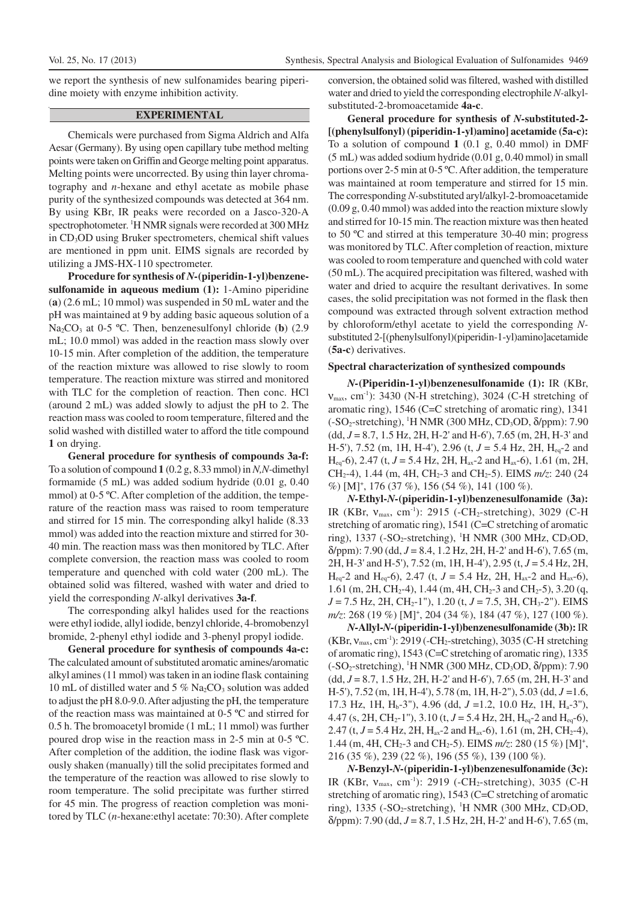we report the synthesis of new sulfonamides bearing piperidine moiety with enzyme inhibition activity.

## EXPERIMENTAL

Chemicals were purchased from Sigma Aldrich and Alfa Aesar (Germany). By using open capillary tube method melting points were taken on Griffin and George melting point apparatus. Melting points were uncorrected. By using thin layer chromatography and *n*-hexane and ethyl acetate as mobile phase purity of the synthesized compounds was detected at 364 nm. By using KBr, IR peaks were recorded on a Jasco-320-A spectrophotometer. $^1$H NMR signals were recorded at 300 MHz in $CD_3OD$ using Bruker spectrometers, chemical shift values are mentioned in ppm unit. EIMS signals are recorded by utilizing a JMS-HX-110 spectrometer.

**Procedure for synthesis of *N*-(piperidin-1-yl)benzenesulfonamide in aqueous medium (1):** 1-Amino piperidine (**a**) (2.6 mL; 10 mmol) was suspended in 50 mL water and the pH was maintained at 9 by adding basic aqueous solution of a $Na_2CO_3$ at 0-5 ºC. Then, benzenesulfonyl chloride (**b**) (2.9 mL; 10.0 mmol) was added in the reaction mass slowly over 10-15 min. After completion of the addition, the temperature of the reaction mixture was allowed to rise slowly to room temperature. The reaction mixture was stirred and monitored with TLC for the completion of reaction. Then conc. HCl (around 2 mL) was added slowly to adjust the pH to 2. The reaction mass was cooled to room temperature, filtered and the solid washed with distilled water to afford the title compound **1** on drying.

**General procedure for synthesis of compounds 3a-f:** To a solution of compound **1** (0.2 g, 8.33 mmol) in *N,N*-dimethyl formamide (5 mL) was added sodium hydride (0.01 g, 0.40 mmol) at 0-5 ºC. After completion of the addition, the temperature of the reaction mass was raised to room temperature and stirred for 15 min. The corresponding alkyl halide (8.33 mmol) was added into the reaction mixture and stirred for 30-40 min. The reaction mass was then monitored by TLC. After complete conversion, the reaction mass was cooled to room temperature and quenched with cold water (200 mL). The obtained solid was filtered, washed with water and dried to yield the corresponding *N*-alkyl derivatives **3a-f**.

The corresponding alkyl halides used for the reactions were ethyl iodide, allyl iodide, benzyl chloride, 4-bromobenzyl bromide, 2-phenyl ethyl iodide and 3-phenyl propyl iodide.

**General procedure for synthesis of compounds 4a-c:** The calculated amount of substituted aromatic amines/aromatic alkyl amines (11 mmol) was taken in an iodine flask containing 10 mL of distilled water and 5 % $Na_2CO_3$ solution was added to adjust the pH 8.0-9.0. After adjusting the pH, the temperature of the reaction mass was maintained at 0-5 ºC and stirred for 0.5 h. The bromoacetyl bromide (1 mL; 11 mmol) was further poured drop wise in the reaction mass in 2-5 min at 0-5 ºC. After completion of the addition, the iodine flask was vigorously shaken (manually) till the solid precipitates formed and the temperature of the reaction was allowed to rise slowly to room temperature. The solid precipitate was further stirred for 45 min. The progress of reaction completion was monitored by TLC (*n*-hexane:ethyl acetate: 70:30). After complete conversion, the obtained solid was filtered, washed with distilled water and dried to yield the corresponding electrophile *N*-alkyl-substituted-2-bromoacetamide **4a-c**.

**General procedure for synthesis of *N*-substituted-2-[(phenylsulfonyl) (piperidin-1-yl)amino] acetamide (5a-c):** To a solution of compound **1** (0.1 g, 0.40 mmol) in DMF (5 mL) was added sodium hydride (0.01 g, 0.40 mmol) in small portions over 2-5 min at 0-5 ºC. After addition, the temperature was maintained at room temperature and stirred for 15 min. The corresponding *N*-substituted aryl/alkyl-2-bromoacetamide (0.09 g, 0.40 mmol) was added into the reaction mixture slowly and stirred for 10-15 min. The reaction mixture was then heated to 50 ºC and stirred at this temperature 30-40 min; progress was monitored by TLC. After completion of reaction, mixture was cooled to room temperature and quenched with cold water (50 mL). The acquired precipitation was filtered, washed with water and dried to acquire the resultant derivatives. In some cases, the solid precipitation was not formed in the flask then compound was extracted through solvent extraction method by chloroform/ethyl acetate to yield the corresponding *N*-substituted 2-[(phenylsulfonyl)(piperidin-1-yl)amino]acetamide (**5a-c**) derivatives.

### Spectral characterization of synthesized compounds

***N*-(Piperidin-1-yl)benzenesulfonamide (1):** IR (KBr, $\nu_{max}$, cm$^{-1}$): 3430 (N-H stretching), 3024 (C-H stretching of aromatic ring), 1546 (C=C stretching of aromatic ring), 1341 (-$SO_2$-stretching), $^1$H NMR (300 MHz, $CD_3OD$, δ/ppm): 7.90 (dd, *J* = 8.7, 1.5 Hz, 2H, H-2' and H-6'), 7.65 (m, 2H, H-3' and H-5'), 7.52 (m, 1H, H-4'), 2.96 (t, *J* = 5.4 Hz, 2H, $H_{eq}$-2 and $H_{eq}$-6), 2.47 (t, *J* = 5.4 Hz, 2H, $H_{ax}$-2 and $H_{ax}$-6), 1.61 (m, 2H, $CH_2$-4), 1.44 (m, 4H, $CH_2$-3 and $CH_2$-5). EIMS *m/z*: 240 (24 %) [M]$^+$, 176 (37 %), 156 (54 %), 141 (100 %).

***N*-Ethyl-*N*-(piperidin-1-yl)benzenesulfonamide (3a):** IR (KBr, $\nu_{max}$, cm$^{-1}$): 2915 (-$CH_2$-stretching), 3029 (C-H stretching of aromatic ring), 1541 (C=C stretching of aromatic ring), 1337 (-$SO_2$-stretching), $^1$H NMR (300 MHz, $CD_3OD$, δ/ppm): 7.90 (dd, *J* = 8.4, 1.2 Hz, 2H, H-2' and H-6'), 7.65 (m, 2H, H-3' and H-5'), 7.52 (m, 1H, H-4'), 2.95 (t, *J* = 5.4 Hz, 2H, $H_{eq}$-2 and $H_{eq}$-6), 2.47 (t, *J* = 5.4 Hz, 2H, $H_{ax}$-2 and $H_{ax}$-6), 1.61 (m, 2H, $CH_2$-4), 1.44 (m, 4H, $CH_2$-3 and $CH_2$-5), 3.20 (q, *J* = 7.5 Hz, 2H, $CH_2$-1''), 1.20 (t, *J* = 7.5, 3H, $CH_3$-2''). EIMS *m/z*: 268 (19 %) [M]$^+$, 204 (34 %), 184 (47 %), 127 (100 %).

***N*-Allyl-*N*-(piperidin-1-yl)benzenesulfonamide (3b):** IR (KBr, $\nu_{max}$, cm$^{-1}$): 2919 (-$CH_2$-stretching), 3035 (C-H stretching of aromatic ring), 1543 (C=C stretching of aromatic ring), 1335 (-$SO_2$-stretching), $^1$H NMR (300 MHz, $CD_3OD$, δ/ppm): 7.90 (dd, *J* = 8.7, 1.5 Hz, 2H, H-2' and H-6'), 7.65 (m, 2H, H-3' and H-5'), 7.52 (m, 1H, H-4'), 5.78 (m, 1H, H-2''), 5.03 (dd, *J* =1.6, 17.3 Hz, 1H, $H_b$-3''), 4.96 (dd, *J* =1.2, 10.0 Hz, 1H, $H_a$-3''), 4.47 (s, 2H, $CH_2$-1''), 3.10 (t, *J* = 5.4 Hz, 2H, $H_{eq}$-2 and $H_{eq}$-6), 2.47 (t, *J* = 5.4 Hz, 2H, $H_{ax}$-2 and $H_{ax}$-6), 1.61 (m, 2H, $CH_2$-4), 1.44 (m, 4H, $CH_2$-3 and $CH_2$-5). EIMS *m/z*: 280 (15 %) [M]$^+$, 216 (35 %), 239 (22 %), 196 (55 %), 139 (100 %).

***N*-Benzyl-*N*-(piperidin-1-yl)benzenesulfonamide (3c):** IR (KBr, $\nu_{max}$, cm$^{-1}$): 2919 (-$CH_2$-stretching), 3035 (C-H stretching of aromatic ring), 1543 (C=C stretching of aromatic ring), 1335 (-$SO_2$-stretching), $^1$H NMR (300 MHz, $CD_3OD$, δ/ppm): 7.90 (dd, *J* = 8.7, 1.5 Hz, 2H, H-2' and H-6'), 7.65 (m,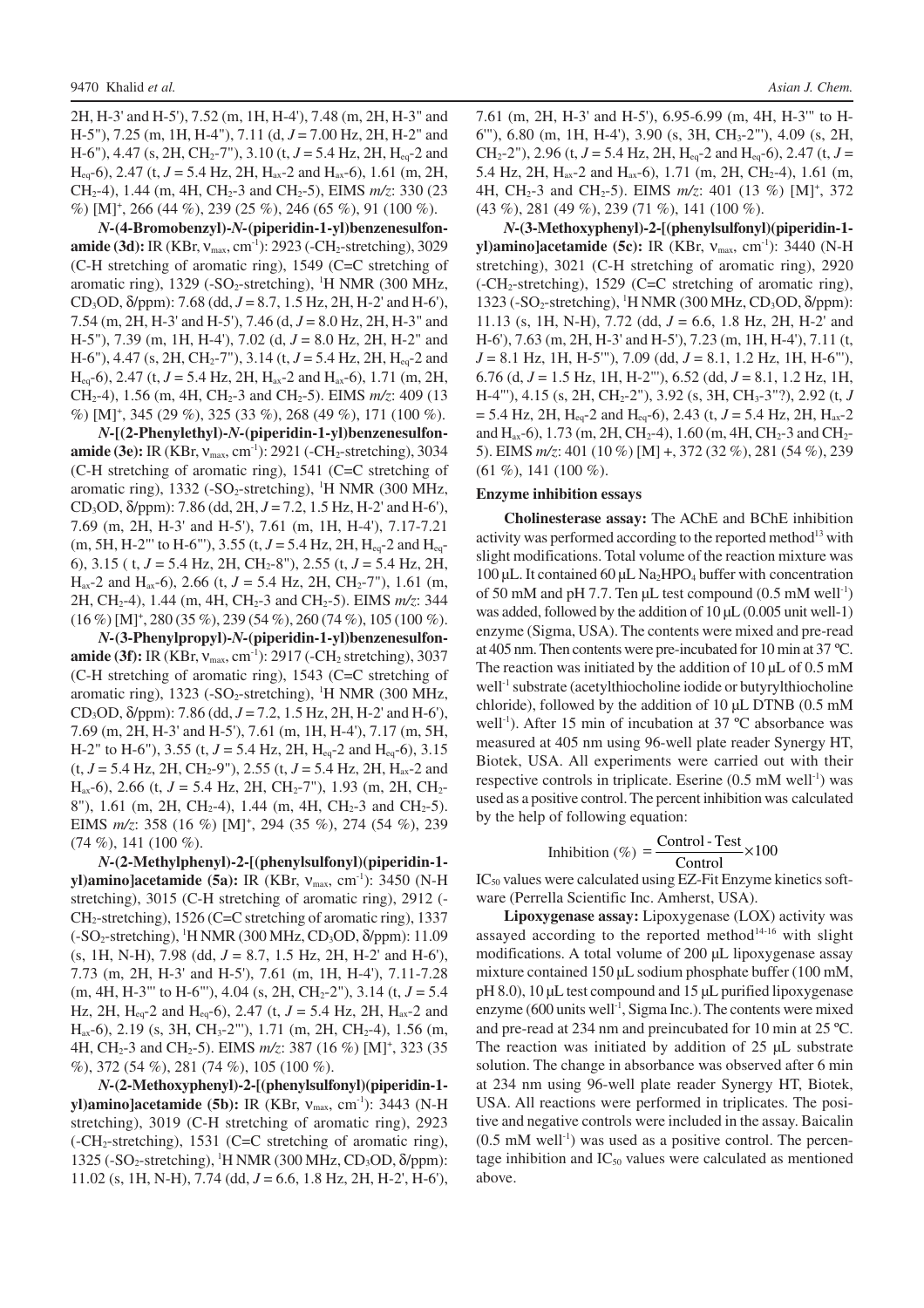2H, H-3' and H-5'), 7.52 (m, 1H, H-4'), 7.48 (m, 2H, H-3'' and H-5''), 7.25 (m, 1H, H-4''), 7.11 (d, *J* = 7.00 Hz, 2H, H-2'' and H-6''), 4.47 (s, 2H, $CH_2$-7''), 3.10 (t, *J* = 5.4 Hz, 2H, $H_{eq}$-2 and $H_{eq}$-6), 2.47 (t, *J* = 5.4 Hz, 2H, $H_{ax}$-2 and $H_{ax}$-6), 1.61 (m, 2H, $CH_2$-4), 1.44 (m, 4H, $CH_2$-3 and $CH_2$-5). EIMS *m/z*: 330 (23 %) $[M]^+$, 266 (44 %), 239 (25 %), 246 (65 %), 91 (100 %).

***N*-(4-Bromobenzyl)-*N*-(piperidin-1-yl)benzenesulfonamide (3d):** IR (KBr, $\nu_{max}$, $cm^{-1}$): 2923 (-$CH_2$-stretching), 3029 (C-H stretching of aromatic ring), 1549 (C=C stretching of aromatic ring), 1329 (-$SO_2$-stretching), $^1H$ NMR (300 MHz, $CD_3OD$, δ/ppm): 7.68 (dd, *J* = 8.7, 1.5 Hz, 2H, H-2' and H-6'), 7.54 (m, 2H, H-3' and H-5'), 7.46 (d, *J* = 8.0 Hz, 2H, H-3'' and H-5''), 7.39 (m, 1H, H-4'), 7.02 (d, *J* = 8.0 Hz, 2H, H-2'' and H-6''), 4.47 (s, 2H, $CH_2$-7''), 3.14 (t, *J* = 5.4 Hz, 2H, $H_{eq}$-2 and $H_{eq}$-6), 2.47 (t, *J* = 5.4 Hz, 2H, $H_{ax}$-2 and $H_{ax}$-6), 1.71 (m, 2H, $CH_2$-4), 1.56 (m, 4H, $CH_2$-3 and $CH_2$-5). EIMS *m/z*: 409 (13 %) $[M]^+$, 345 (29 %), 325 (33 %), 268 (49 %), 171 (100 %).

***N*-[(2-Phenylethyl)-*N*-(piperidin-1-yl)benzenesulfonamide (3e):** IR (KBr, $\nu_{max}$, $cm^{-1}$): 2921 (-$CH_2$-stretching), 3034 (C-H stretching of aromatic ring), 1541 (C=C stretching of aromatic ring), 1332 (-$SO_2$-stretching), $^1H$ NMR (300 MHz, $CD_3OD$, δ/ppm): 7.86 (dd, 2H, *J* = 7.2, 1.5 Hz, H-2' and H-6'), 7.69 (m, 2H, H-3' and H-5'), 7.61 (m, 1H, H-4'), 7.17-7.21 (m, 5H, H-2''' to H-6'''), 3.55 (t, *J* = 5.4 Hz, 2H, $H_{eq}$-2 and $H_{eq}$-6), 3.15 ( t, *J* = 5.4 Hz, 2H, $CH_2$-8''), 2.55 (t, *J* = 5.4 Hz, 2H, $H_{ax}$-2 and $H_{ax}$-6), 2.66 (t, *J* = 5.4 Hz, 2H, $CH_2$-7''), 1.61 (m, 2H, $CH_2$-4), 1.44 (m, 4H, $CH_2$-3 and $CH_2$-5). EIMS *m/z*: 344 (16 %) $[M]^+$, 280 (35 %), 239 (54 %), 260 (74 %), 105 (100 %).

***N*-(3-Phenylpropyl)-*N*-(piperidin-1-yl)benzenesulfonamide (3f):** IR (KBr, $\nu_{max}$, $cm^{-1}$): 2917 (-$CH_2$ stretching), 3037 (C-H stretching of aromatic ring), 1543 (C=C stretching of aromatic ring), 1323 (-$SO_2$-stretching), $^1H$ NMR (300 MHz, $CD_3OD$, δ/ppm): 7.86 (dd, *J* = 7.2, 1.5 Hz, 2H, H-2' and H-6'), 7.69 (m, 2H, H-3' and H-5'), 7.61 (m, 1H, H-4'), 7.17 (m, 5H, H-2'' to H-6''), 3.55 (t, *J* = 5.4 Hz, 2H, $H_{eq}$-2 and $H_{eq}$-6), 3.15 (t, *J* = 5.4 Hz, 2H, $CH_2$-9''), 2.55 (t, *J* = 5.4 Hz, 2H, $H_{ax}$-2 and $H_{ax}$-6), 2.66 (t, *J* = 5.4 Hz, 2H, $CH_2$-7''), 1.93 (m, 2H, $CH_2$-8''), 1.61 (m, 2H, $CH_2$-4), 1.44 (m, 4H, $CH_2$-3 and $CH_2$-5). EIMS *m/z*: 358 (16 %) $[M]^+$, 294 (35 %), 274 (54 %), 239 (74 %), 141 (100 %).

***N*-(2-Methylphenyl)-2-[(phenylsulfonyl)(piperidin-1-yl)amino]acetamide (5a):** IR (KBr, $\nu_{max}$, $cm^{-1}$): 3450 (N-H stretching), 3015 (C-H stretching of aromatic ring), 2912 (-$CH_2$-stretching), 1526 (C=C stretching of aromatic ring), 1337 (-$SO_2$-stretching), $^1H$ NMR (300 MHz, $CD_3OD$, δ/ppm): 11.09 (s, 1H, N-H), 7.98 (dd, *J* = 8.7, 1.5 Hz, 2H, H-2' and H-6'), 7.73 (m, 2H, H-3' and H-5'), 7.61 (m, 1H, H-4'), 7.11-7.28 (m, 4H, H-3''' to H-6'''), 4.04 (s, 2H, $CH_2$-2''), 3.14 (t, *J* = 5.4 Hz, 2H, $H_{eq}$-2 and $H_{eq}$-6), 2.47 (t, *J* = 5.4 Hz, 2H, $H_{ax}$-2 and $H_{ax}$-6), 2.19 (s, 3H, $CH_3$-2'''), 1.71 (m, 2H, $CH_2$-4), 1.56 (m, 4H, $CH_2$-3 and $CH_2$-5). EIMS *m/z*: 387 (16 %) $[M]^+$, 323 (35 %), 372 (54 %), 281 (74 %), 105 (100 %).

***N*-(2-Methoxyphenyl)-2-[(phenylsulfonyl)(piperidin-1-yl)amino]acetamide (5b):** IR (KBr, $\nu_{max}$, $cm^{-1}$): 3443 (N-H stretching), 3019 (C-H stretching of aromatic ring), 2923 (-$CH_2$-stretching), 1531 (C=C stretching of aromatic ring), 1325 (-$SO_2$-stretching), $^1H$ NMR (300 MHz, $CD_3OD$, δ/ppm): 11.02 (s, 1H, N-H), 7.74 (dd, *J* = 6.6, 1.8 Hz, 2H, H-2', H-6'), 7.61 (m, 2H, H-3' and H-5'), 6.95-6.99 (m, 4H, H-3''' to H-6'''), 6.80 (m, 1H, H-4'), 3.90 (s, 3H, $CH_3$-2'''), 4.09 (s, 2H, $CH_2$-2''), 2.96 (t, *J* = 5.4 Hz, 2H, $H_{eq}$-2 and $H_{eq}$-6), 2.47 (t, *J* = 5.4 Hz, 2H, $H_{ax}$-2 and $H_{ax}$-6), 1.71 (m, 2H, $CH_2$-4), 1.61 (m, 4H, $CH_2$-3 and $CH_2$-5). EIMS *m/z*: 401 (13 %) $[M]^+$, 372 (43 %), 281 (49 %), 239 (71 %), 141 (100 %).

***N*-(3-Methoxyphenyl)-2-[(phenylsulfonyl)(piperidin-1-yl)amino]acetamide (5c):** IR (KBr, $\nu_{max}$, $cm^{-1}$): 3440 (N-H stretching), 3021 (C-H stretching of aromatic ring), 2920 (-$CH_2$-stretching), 1529 (C=C stretching of aromatic ring), 1323 (-$SO_2$-stretching), $^1H$ NMR (300 MHz, $CD_3OD$, δ/ppm): 11.13 (s, 1H, N-H), 7.72 (dd, *J* = 6.6, 1.8 Hz, 2H, H-2' and H-6'), 7.63 (m, 2H, H-3' and H-5'), 7.23 (m, 1H, H-4'), 7.11 (t, *J* = 8.1 Hz, 1H, H-5'''), 7.09 (dd, *J* = 8.1, 1.2 Hz, 1H, H-6'''), 6.76 (d, *J* = 1.5 Hz, 1H, H-2'''), 6.52 (dd, *J* = 8.1, 1.2 Hz, 1H, H-4'''), 4.15 (s, 2H, $CH_2$-2''), 3.92 (s, 3H, $CH_3$-3''?), 2.92 (t, *J* = 5.4 Hz, 2H, $H_{eq}$-2 and $H_{eq}$-6), 2.43 (t, *J* = 5.4 Hz, 2H, $H_{ax}$-2 and $H_{ax}$-6), 1.73 (m, 2H, $CH_2$-4), 1.60 (m, 4H, $CH_2$-3 and $CH_2$-5). EIMS *m/z*: 401 (10 %) [M] +, 372 (32 %), 281 (54 %), 239 (61 %), 141 (100 %).

**Enzyme inhibition essays**

**Cholinesterase assay:** The AChE and BChE inhibition activity was performed according to the reported method[13] with slight modifications. Total volume of the reaction mixture was 100 µL. It contained 60 µL $Na_2HPO_4$ buffer with concentration of 50 mM and pH 7.7. Ten µL test compound (0.5 mM $well^{-1}$) was added, followed by the addition of 10 µL (0.005 unit well-1) enzyme (Sigma, USA). The contents were mixed and pre-read at 405 nm. Then contents were pre-incubated for 10 min at 37 ºC. The reaction was initiated by the addition of 10 µL of 0.5 mM $well^{-1}$ substrate (acetylthiocholine iodide or butyrylthiocholine chloride), followed by the addition of 10 µL DTNB (0.5 mM $well^{-1}$). After 15 min of incubation at 37 ºC absorbance was measured at 405 nm using 96-well plate reader Synergy HT, Biotek, USA. All experiments were carried out with their respective controls in triplicate. Eserine (0.5 mM $well^{-1}$) was used as a positive control. The percent inhibition was calculated by the help of following equation:

$$\text{Inhibition (\%)} = \frac{\text{Control - Test}}{\text{Control}} \times 100$$

$IC_{50}$ values were calculated using EZ-Fit Enzyme kinetics software (Perrella Scientific Inc. Amherst, USA).

**Lipoxygenase assay:** Lipoxygenase (LOX) activity was assayed according to the reported method[14-16] with slight modifications. A total volume of 200 µL lipoxygenase assay mixture contained 150 µL sodium phosphate buffer (100 mM, pH 8.0), 10 µL test compound and 15 µL purified lipoxygenase enzyme (600 units $well^{-1}$, Sigma Inc.). The contents were mixed and pre-read at 234 nm and preincubated for 10 min at 25 ºC. The reaction was initiated by addition of 25 µL substrate solution. The change in absorbance was observed after 6 min at 234 nm using 96-well plate reader Synergy HT, Biotek, USA. All reactions were performed in triplicates. The positive and negative controls were included in the assay. Baicalin (0.5 mM $well^{-1}$) was used as a positive control. The percentage inhibition and $IC_{50}$ values were calculated as mentioned above.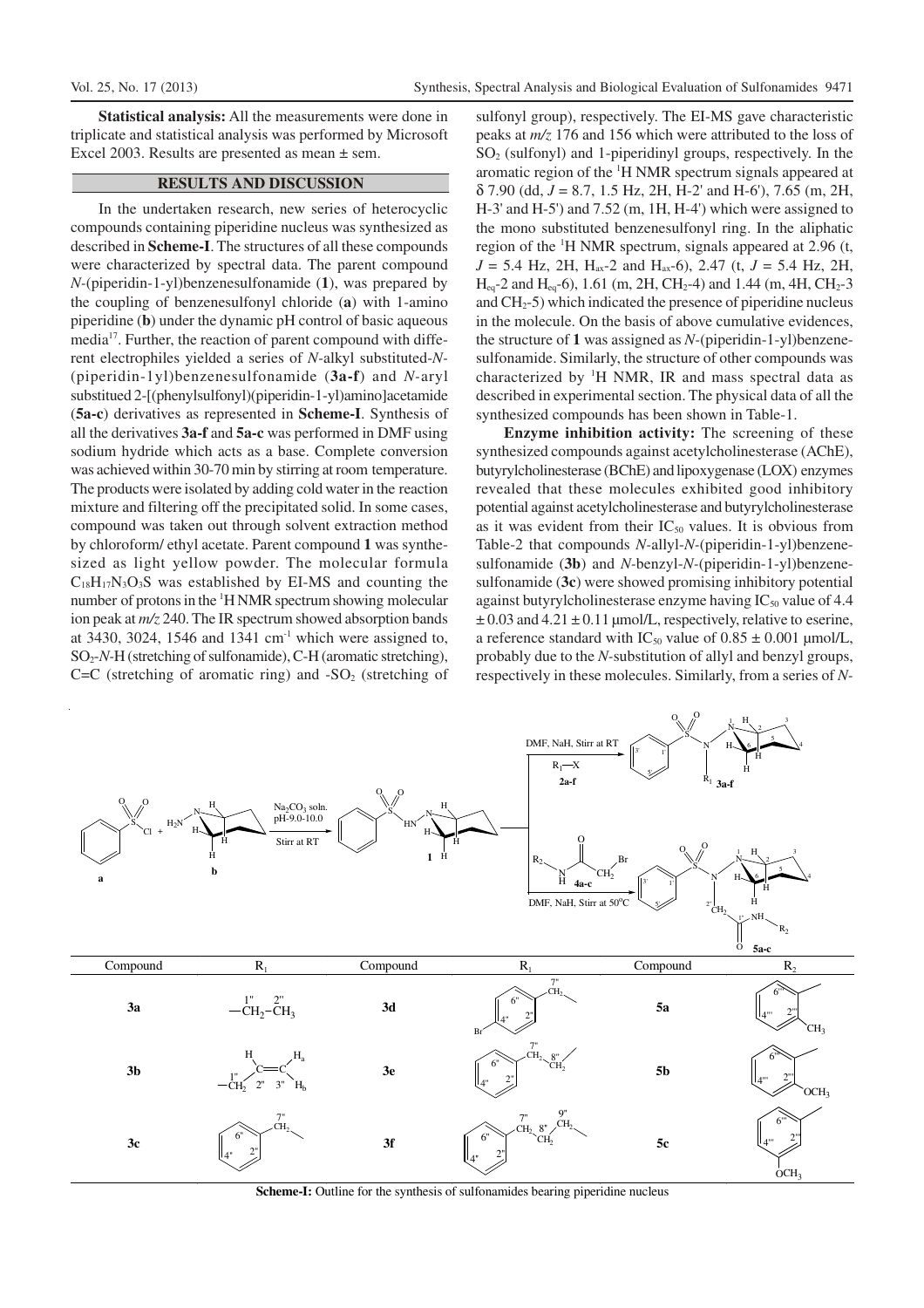**Statistical analysis:** All the measurements were done in triplicate and statistical analysis was performed by Microsoft Excel 2003. Results are presented as mean ± sem.

## RESULTS AND DISCUSSION

In the undertaken research, new series of heterocyclic compounds containing piperidine nucleus was synthesized as described in **Scheme-I**. The structures of all these compounds were characterized by spectral data. The parent compound *N*-(piperidin-1-yl)benzenesulfonamide (**1**), was prepared by the coupling of benzenesulfonyl chloride (**a**) with 1-amino piperidine (**b**) under the dynamic pH control of basic aqueous media[17]. Further, the reaction of parent compound with different electrophiles yielded a series of *N*-alkyl substituted-*N*-(piperidin-1yl)benzenesulfonamide (**3a-f**) and *N*-aryl substitued 2-[(phenylsulfonyl)(piperidin-1-yl)amino]acetamide (**5a-c**) derivatives as represented in **Scheme-I**. Synthesis of all the derivatives **3a-f** and **5a-c** was performed in DMF using sodium hydride which acts as a base. Complete conversion was achieved within 30-70 min by stirring at room temperature. The products were isolated by adding cold water in the reaction mixture and filtering off the precipitated solid. In some cases, compound was taken out through solvent extraction method by chloroform/ ethyl acetate. Parent compound **1** was synthesized as light yellow powder. The molecular formula $C_{18}H_{17}N_3O_3S$ was established by EI-MS and counting the number of protons in the $^1$H NMR spectrum showing molecular ion peak at *m/z* 240. The IR spectrum showed absorption bands at 3430, 3024, 1546 and 1341 cm$^{-1}$ which were assigned to, $SO_2$-*N*-H (stretching of sulfonamide), C-H (aromatic stretching), C=C (stretching of aromatic ring) and -$SO_2$ (stretching of sulfonyl group), respectively. The EI-MS gave characteristic peaks at *m/z* 176 and 156 which were attributed to the loss of $SO_2$ (sulfonyl) and 1-piperidinyl groups, respectively. In the aromatic region of the $^1$H NMR spectrum signals appeared at δ 7.90 (dd, *J* = 8.7, 1.5 Hz, 2H, H-2' and H-6'), 7.65 (m, 2H, H-3' and H-5') and 7.52 (m, 1H, H-4') which were assigned to the mono substituted benzenesulfonyl ring. In the aliphatic region of the $^1$H NMR spectrum, signals appeared at 2.96 (t, *J* = 5.4 Hz, 2H, $H_{ax}$-2 and $H_{ax}$-6), 2.47 (t, *J* = 5.4 Hz, 2H, $H_{eq}$-2 and $H_{eq}$-6), 1.61 (m, 2H, $CH_2$-4) and 1.44 (m, 4H, $CH_2$-3 and $CH_2$-5) which indicated the presence of piperidine nucleus in the molecule. On the basis of above cumulative evidences, the structure of **1** was assigned as *N*-(piperidin-1-yl)benzenesulfonamide. Similarly, the structure of other compounds was characterized by $^1$H NMR, IR and mass spectral data as described in experimental section. The physical data of all the synthesized compounds has been shown in Table-1.

**Enzyme inhibition activity:** The screening of these synthesized compounds against acetylcholinesterase (AChE), butyrylcholinesterase (BChE) and lipoxygenase (LOX) enzymes revealed that these molecules exhibited good inhibitory potential against acetylcholinesterase and butyrylcholinesterase as it was evident from their $IC_{50}$ values. It is obvious from Table-2 that compounds *N*-allyl-*N*-(piperidin-1-yl)benzenesulfonamide (**3b**) and *N*-benzyl-*N*-(piperidin-1-yl)benzenesulfonamide (**3c**) were showed promising inhibitory potential against butyrylcholinesterase enzyme having $IC_{50}$ value of 4.4 ± 0.03 and 4.21 ± 0.11 µmol/L, respectively, relative to eserine, a reference standard with $IC_{50}$ value of 0.85 ± 0.001 µmol/L, probably due to the *N*-substitution of allyl and benzyl groups, respectively in these molecules. Similarly, from a series of *N*-

| Compound | $R_1$ | Compound | $R_1$ | Compound | $R_2$ |
|---|---|---|---|---|---|
| 3a | $-CH_2-CH_3$ | 3d | 4-Bromobenzyl ($-CH_2-C_6H_4-Br$) | 5a | 2-Methylphenyl |
| 3b | $-CH_2-CH=CH_2$ | 3e | 2-Phenylethyl ($-CH_2-CH_2-C_6H_5$) | 5b | 2-Methoxyphenyl |
| 3c | Benzyl ($-CH_2-C_6H_5$) | 3f | 3-Phenylpropyl ($-CH_2-CH_2-CH_2-C_6H_5$) | 5c | 3-Methoxyphenyl |

**Scheme-I:** Outline for the synthesis of sulfonamides bearing piperidine nucleus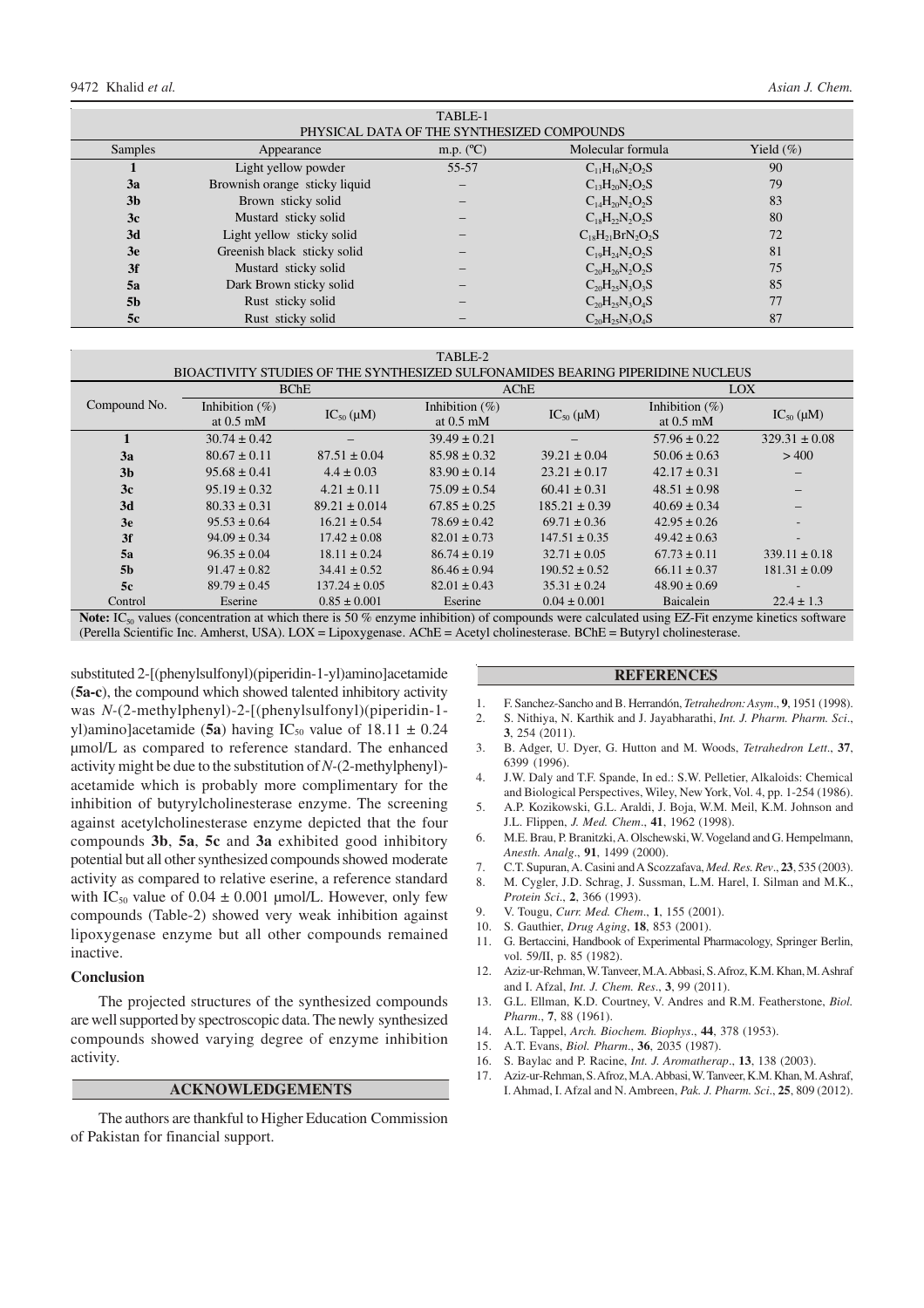TABLE-1
PHYSICAL DATA OF THE SYNTHESIZED COMPOUNDS

| Samples | Appearance | m.p. (°C) | Molecular formula | Yield (%) |
|---|---|---|---|---|
| **1** | Light yellow powder | 55-57 | $C_{11}H_{16}N_2O_2S$ | 90 |
| **3a** | Brownish orange sticky liquid | – | $C_{13}H_{20}N_2O_2S$ | 79 |
| **3b** | Brown sticky solid | – | $C_{14}H_{20}N_2O_2S$ | 83 |
| **3c** | Mustard sticky solid | – | $C_{18}H_{22}N_2O_2S$ | 80 |
| **3d** | Light yellow sticky solid | – | $C_{18}H_{21}BrN_2O_2S$ | 72 |
| **3e** | Greenish black sticky solid | – | $C_{19}H_{24}N_2O_2S$ | 81 |
| **3f** | Mustard sticky solid | – | $C_{20}H_{26}N_2O_2S$ | 75 |
| **5a** | Dark Brown sticky solid | – | $C_{20}H_{25}N_3O_3S$ | 85 |
| **5b** | Rust sticky solid | – | $C_{20}H_{25}N_3O_4S$ | 77 |
| **5c** | Rust sticky solid | – | $C_{20}H_{25}N_3O_4S$ | 87 |

TABLE-2
BIOACTIVITY STUDIES OF THE SYNTHESIZED SULFONAMIDES BEARING PIPERIDINE NUCLEUS

| Compound No. | BChE | | AChE | | LOX | |
|---|---|---|---|---|---|---|
| | Inhibition (%) at 0.5 mM | $IC_{50}$ (μM) | Inhibition (%) at 0.5 mM | $IC_{50}$ (μM) | Inhibition (%) at 0.5 mM | $IC_{50}$ (μM) |
| **1** | 30.74 ± 0.42 | – | 39.49 ± 0.21 | – | 57.96 ± 0.22 | 329.31 ± 0.08 |
| **3a** | 80.67 ± 0.11 | 87.51 ± 0.04 | 85.98 ± 0.32 | 39.21 ± 0.04 | 50.06 ± 0.63 | > 400 |
| **3b** | 95.68 ± 0.41 | 4.4 ± 0.03 | 83.90 ± 0.14 | 23.21 ± 0.17 | 42.17 ± 0.31 | – |
| **3c** | 95.19 ± 0.32 | 4.21 ± 0.11 | 75.09 ± 0.54 | 60.41 ± 0.31 | 48.51 ± 0.98 | – |
| **3d** | 80.33 ± 0.31 | 89.21 ± 0.014 | 67.85 ± 0.25 | 185.21 ± 0.39 | 40.69 ± 0.34 | – |
| **3e** | 95.53 ± 0.64 | 16.21 ± 0.54 | 78.69 ± 0.42 | 69.71 ± 0.36 | 42.95 ± 0.26 | - |
| **3f** | 94.09 ± 0.34 | 17.42 ± 0.08 | 82.01 ± 0.73 | 147.51 ± 0.35 | 49.42 ± 0.63 | - |
| **5a** | 96.35 ± 0.04 | 18.11 ± 0.24 | 86.74 ± 0.19 | 32.71 ± 0.05 | 67.73 ± 0.11 | 339.11 ± 0.18 |
| **5b** | 91.47 ± 0.82 | 34.41 ± 0.52 | 86.46 ± 0.94 | 190.52 ± 0.52 | 66.11 ± 0.37 | 181.31 ± 0.09 |
| **5c** | 89.79 ± 0.45 | 137.24 ± 0.05 | 82.01 ± 0.43 | 35.31 ± 0.24 | 48.90 ± 0.69 | - |
| Control | Eserine | 0.85 ± 0.001 | Eserine | 0.04 ± 0.001 | Baicalein | 22.4 ± 1.3 |

**Note:** $IC_{50}$ values (concentration at which there is 50 % enzyme inhibition) of compounds were calculated using EZ-Fit enzyme kinetics software (Perella Scientific Inc. Amherst, USA). LOX = Lipoxygenase. AChE = Acetyl cholinesterase. BChE = Butyryl cholinesterase.

substituted 2-[(phenylsulfonyl)(piperidin-1-yl)amino]acetamide (**5a-c**), the compound which showed talented inhibitory activity was *N*-(2-methylphenyl)-2-[(phenylsulfonyl)(piperidin-1-yl)amino]acetamide (**5a**) having $IC_{50}$ value of 18.11 ± 0.24 μmol/L as compared to reference standard. The enhanced activity might be due to the substitution of *N*-(2-methylphenyl)-acetamide which is probably more complimentary for the inhibition of butyrylcholinesterase enzyme. The screening against acetylcholinesterase enzyme depicted that the four compounds **3b**, **5a**, **5c** and **3a** exhibited good inhibitory potential but all other synthesized compounds showed moderate activity as compared to relative eserine, a reference standard with $IC_{50}$ value of 0.04 ± 0.001 μmol/L. However, only few compounds (Table-2) showed very weak inhibition against lipoxygenase enzyme but all other compounds remained inactive.

### Conclusion

The projected structures of the synthesized compounds are well supported by spectroscopic data. The newly synthesized compounds showed varying degree of enzyme inhibition activity.

## ACKNOWLEDGEMENTS

The authors are thankful to Higher Education Commission of Pakistan for financial support.

## REFERENCES

1. F. Sanchez-Sancho and B. Herrandón, *Tetrahedron: Asym*., **9**, 1951 (1998).
2. S. Nithiya, N. Karthik and J. Jayabharathi, *Int. J. Pharm. Pharm. Sci*., **3**, 254 (2011).
3. B. Adger, U. Dyer, G. Hutton and M. Woods, *Tetrahedron Lett*., **37**, 6399 (1996).
4. J.W. Daly and T.F. Spande, In ed.: S.W. Pelletier, Alkaloids: Chemical and Biological Perspectives, Wiley, New York, Vol. 4, pp. 1-254 (1986).
5. A.P. Kozikowski, G.L. Araldi, J. Boja, W.M. Meil, K.M. Johnson and J.L. Flippen, *J. Med. Chem*., **41**, 1962 (1998).
6. M.E. Brau, P. Branitzki, A. Olschewski, W. Vogeland and G. Hempelmann, *Anesth. Analg*., **91**, 1499 (2000).
7. C.T. Supuran, A. Casini and A Scozzafava, *Med. Res. Rev*., **23**, 535 (2003).
8. M. Cygler, J.D. Schrag, J. Sussman, L.M. Harel, I. Silman and M.K., *Protein Sci*., **2**, 366 (1993).
9. V. Tougu, *Curr. Med. Chem*., **1**, 155 (2001).
10. S. Gauthier, *Drug Aging*, **18**, 853 (2001).
11. G. Bertaccini, Handbook of Experimental Pharmacology, Springer Berlin, vol. 59/II, p. 85 (1982).
12. Aziz-ur-Rehman, W. Tanveer, M.A. Abbasi, S. Afroz, K.M. Khan, M. Ashraf and I. Afzal, *Int. J. Chem. Res*., **3**, 99 (2011).
13. G.L. Ellman, K.D. Courtney, V. Andres and R.M. Featherstone, *Biol. Pharm*., **7**, 88 (1961).
14. A.L. Tappel, *Arch. Biochem. Biophys*., **44**, 378 (1953).
15. A.T. Evans, *Biol. Pharm*., **36**, 2035 (1987).
16. S. Baylac and P. Racine, *Int. J. Aromatherap*., **13**, 138 (2003).
17. Aziz-ur-Rehman, S. Afroz, M.A. Abbasi, W. Tanveer, K.M. Khan, M. Ashraf, I. Ahmad, I. Afzal and N. Ambreen, *Pak. J. Pharm. Sci*., **25**, 809 (2012).